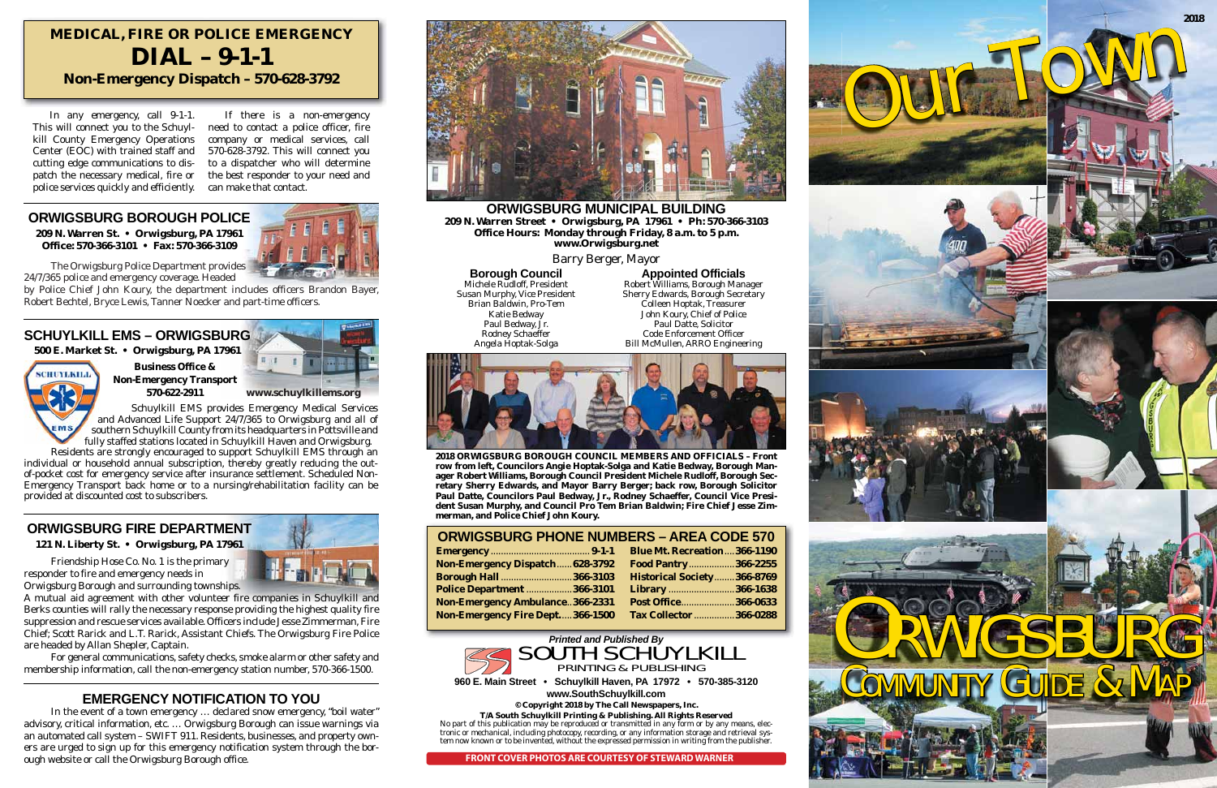# MEDICAL, FIRE OR POLICE EMERGENCY

# DIAL – 9-1-1

**Non-Emergency Dispatch – 570-628-3792**

In any emergency, call 9-1-1. This will connect you to the Schuylkill County Emergency Operations Center (EOC) with trained staff and cutting edge communications to dispatch the necessary medical, fire or police services quickly and efficiently.

If there is a non-emergency need to contact a police officer, fire company or medical services, call 570-628-3792. This will connect you to a dispatcher who will determine the best responder to your need and can make that contact.

## ORWIGSBURG BOROUGH POLICE

**209 N. Warren St. • Orwigsburg, PA 17961**
**Office: 570-366-3101 • Fax: 570-366-3109**

The Orwigsburg Police Department provides 24/7/365 police and emergency coverage. Headed by Police Chief John Koury, the department includes officers Brandon Bayer, Robert Bechtel, Bryce Lewis, Tanner Noecker and part-time officers.

## SCHUYLKILL EMS – ORWIGSBURG

**500 E. Market St. • Orwigsburg, PA 17961**

**Business Office & Non-Emergency Transport**
**570-622-2911** **www.schuylkillems.org**

Schuylkill EMS provides Emergency Medical Services and Advanced Life Support 24/7/365 to Orwigsburg and all of southern Schuylkill County from its headquarters in Pottsville and fully staffed stations located in Schuylkill Haven and Orwigsburg.

Residents are strongly encouraged to support Schuylkill EMS through an individual or household annual subscription, thereby greatly reducing the out-of-pocket cost for emergency service after insurance settlement. Scheduled Non-Emergency Transport back home or to a nursing/rehabilitation facility can be provided at discounted cost to subscribers.

## ORWIGSBURG FIRE DEPARTMENT

**121 N. Liberty St. • Orwigsburg, PA 17961**

Friendship Hose Co. No. 1 is the primary responder to fire and emergency needs in Orwigsburg Borough and surrounding townships. A mutual aid agreement with other volunteer fire companies in Schuylkill and Berks counties will rally the necessary response providing the highest quality fire suppression and rescue services available. Officers include Jesse Zimmerman, Fire Chief; Scott Rarick and L.T. Rarick, Assistant Chiefs. The Orwigsburg Fire Police are headed by Allan Shepler, Captain.

For general communications, safety checks, smoke alarm or other safety and membership information, call the non-emergency station number, 570-366-1500.

## EMERGENCY NOTIFICATION TO YOU

In the event of a town emergency … declared snow emergency, "boil water" advisory, critical information, etc. … Orwigsburg Borough can issue warnings via an automated call system – SWIFT 911. Residents, businesses, and property owners are urged to sign up for this emergency notification system through the borough website or call the Orwigsburg Borough office.

## ORWIGSBURG MUNICIPAL BUILDING

**209 N. Warren Street • Orwigsburg, PA 17961 • Ph: 570-366-3103**
**Office Hours: Monday through Friday, 8 a.m. to 5 p.m.**
**www.Orwigsburg.net**

*Barry Berger, Mayor*

**Borough Council**
Michele Rudloff, President
Susan Murphy, Vice President
Brian Baldwin, Pro-Tem
Katie Bedway
Paul Bedway, Jr.
Rodney Schaeffer
Angela Hoptak-Solga

**Appointed Officials**
Robert Williams, Borough Manager
Sherry Edwards, Borough Secretary
Colleen Hoptak, Treasurer
John Koury, Chief of Police
Paul Datte, Solicitor
Code Enforcement Officer
Bill McMullen, ARRO Engineering

**2018 ORWIGSBURG BOROUGH COUNCIL MEMBERS AND OFFICIALS – Front row from left, Councilors Angie Hoptak-Solga and Katie Bedway, Borough Manager Robert Williams, Borough Council President Michele Rudloff, Borough Secretary Sherry Edwards, and Mayor Barry Berger; back row, Borough Solicitor Paul Datte, Councilors Paul Bedway, Jr., Rodney Schaeffer, Council Vice President Susan Murphy, and Council Pro Tem Brian Baldwin; Fire Chief Jesse Zimmerman, and Police Chief John Koury.**

## ORWIGSBURG PHONE NUMBERS – AREA CODE 570

| | | | |
|---|---|---|---|
| Emergency | 9-1-1 | Blue Mt. Recreation | 366-1190 |
| Non-Emergency Dispatch | 628-3792 | Food Pantry | 366-2255 |
| Borough Hall | 366-3103 | Historical Society | 366-8769 |
| Police Department | 366-3101 | Library | 366-1638 |
| Non-Emergency Ambulance | 366-2331 | Post Office | 366-0633 |
| Non-Emergency Fire Dept. | 366-1500 | Tax Collector | 366-0288 |

*Printed and Published By*
SOUTH SCHUYLKILL PRINTING & PUBLISHING
**960 E. Main Street • Schuylkill Haven, PA 17972 • 570-385-3120**
**www.SouthSchuylkill.com**
**© Copyright 2018 by The Call Newspapers, Inc.**
**T/A South Schuylkill Printing & Publishing. All Rights Reserved**
No part of this publication may be reproduced or transmitted in any form or by any means, electronic or mechanical, including photocopy, recording, or any information storage and retrieval system now known or to be invented, without the expressed permission in writing from the publisher.

**FRONT COVER PHOTOS ARE COURTESY OF STEWARD WARNER**

2018

# Our Town

# ORWIGSBURG

## COMMUNITY GUIDE & MAP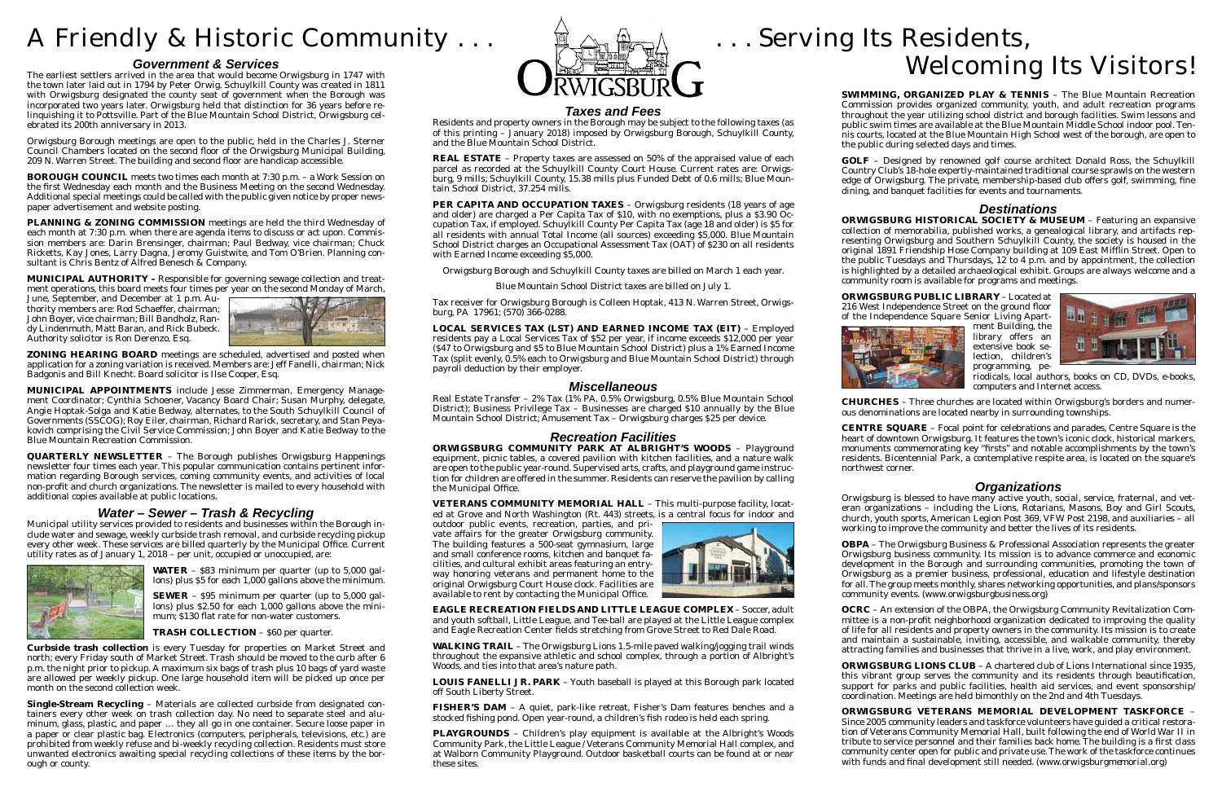# A Friendly & Historic Community . . . . . . Serving Its Residents, Welcoming Its Visitors!

ORWIGSBURG

## Government & Services

The earliest settlers arrived in the area that would become Orwigsburg in 1747 with the town later laid out in 1794 by Peter Orwig. Schuylkill County was created in 1811 with Orwigsburg designated the county seat of government when the Borough was incorporated two years later. Orwigsburg held that distinction for 36 years before relinquishing it to Pottsville. Part of the Blue Mountain School District, Orwigsburg celebrated its 200th anniversary in 2013.

Orwigsburg Borough meetings are open to the public, held in the Charles J. Sterner Council Chambers located on the second floor of the Orwigsburg Municipal Building, 209 N. Warren Street. The building and second floor are handicap accessible.

**BOROUGH COUNCIL** meets two times each month at 7:30 p.m. – a Work Session on the first Wednesday each month and the Business Meeting on the second Wednesday. Additional special meetings could be called with the public given notice by proper newspaper advertisement and website posting.

**PLANNING & ZONING COMMISSION** meetings are held the third Wednesday of each month at 7:30 p.m. when there are agenda items to discuss or act upon. Commission members are: Darin Brensinger, chairman; Paul Bedway, vice chairman; Chuck Ricketts, Kay Jones, Larry Dagna, Jeromy Guistwite, and Tom O'Brien. Planning consultant is Chris Bentz of Alfred Benesch & Company.

**MUNICIPAL AUTHORITY –** Responsible for governing sewage collection and treatment operations, this board meets four times per year on the second Monday of March, June, September, and December at 1 p.m. Authority members are: Rod Schaeffer, chairman; John Boyer, vice chairman; Bill Bandholz, Randy Lindenmuth, Matt Baran, and Rick Bubeck. Authority solicitor is Ron Derenzo, Esq.

**ZONING HEARING BOARD** meetings are scheduled, advertised and posted when application for a zoning variation is received. Members are: Jeff Fanelli, chairman; Nick Badgonis and Bill Knecht. Board solicitor is Ilse Cooper, Esq.

**MUNICIPAL APPOINTMENTS** include Jesse Zimmerman, Emergency Management Coordinator; Cynthia Schoener, Vacancy Board Chair; Susan Murphy, delegate, Angie Hoptak-Solga and Katie Bedway, alternates, to the South Schuylkill Council of Governments (SSCOG); Roy Eiler, chairman, Richard Rarick, secretary, and Stan Peyakovich comprising the Civil Service Commission; John Boyer and Katie Bedway to the Blue Mountain Recreation Commission.

**QUARTERLY NEWSLETTER** – The Borough publishes Orwigsburg Happenings newsletter four times each year. This popular communication contains pertinent information regarding Borough services, coming community events, and activities of local non-profit and church organizations. The newsletter is mailed to every household with additional copies available at public locations.

## Water – Sewer – Trash & Recycling

Municipal utility services provided to residents and businesses within the Borough include water and sewage, weekly curbside trash removal, and curbside recycling pickup every other week. These services are billed quarterly by the Municipal Office. Current utility rates as of January 1, 2018 – per unit, occupied or unoccupied, are:

**WATER** – $83 minimum per quarter (up to 5,000 gallons) plus $5 for each 1,000 gallons above the minimum.

**SEWER** – $95 minimum per quarter (up to 5,000 gallons) plus $2.50 for each 1,000 gallons above the minimum; $130 flat rate for non-water customers.

**TRASH COLLECTION** – $60 per quarter.

**Curbside trash collection** is every Tuesday for properties on Market Street and north; every Friday south of Market Street. Trash should be moved to the curb after 6 p.m. the night prior to pickup. A maximum six bags of trash plus 10 bags of yard waste are allowed per weekly pickup. One large household item will be picked up once per month on the second collection week.

**Single-Stream Recycling** – Materials are collected curbside from designated containers every other week on trash collection day. No need to separate steel and aluminum, glass, plastic, and paper … they all go in one container. Secure loose paper in a paper or clear plastic bag. Electronics (computers, peripherals, televisions, etc.) are prohibited from weekly refuse and bi-weekly recycling collection. Residents must store unwanted electronics awaiting special recycling collections of these items by the borough or county.

## Taxes and Fees

Residents and property owners in the Borough may be subject to the following taxes (as of this printing – January 2018) imposed by Orwigsburg Borough, Schuylkill County, and the Blue Mountain School District.

**REAL ESTATE** – Property taxes are assessed on 50% of the appraised value of each parcel as recorded at the Schuylkill County Court House. Current rates are: Orwigsburg, 9 mills; Schuylkill County, 15.38 mills plus Funded Debt of 0.6 mills; Blue Mountain School District, 37.254 mills.

**PER CAPITA AND OCCUPATION TAXES** – Orwigsburg residents (18 years of age and older) are charged a Per Capita Tax of $10, with no exemptions, plus a $3.90 Occupation Tax, if employed. Schuylkill County Per Capita Tax (age 18 and older) is $5 for all residents with annual Total Income (all sources) exceeding $5,000. Blue Mountain School District charges an Occupational Assessment Tax (OAT) of $230 on all residents with Earned Income exceeding $5,000.

Orwigsburg Borough and Schuylkill County taxes are billed on March 1 each year.

Blue Mountain School District taxes are billed on July 1.

Tax receiver for Orwigsburg Borough is Colleen Hoptak, 413 N. Warren Street, Orwigsburg, PA 17961; (570) 366-0288.

**LOCAL SERVICES TAX (LST) AND EARNED INCOME TAX (EIT)** – Employed residents pay a Local Services Tax of $52 per year, if income exceeds $12,000 per year ($47 to Orwigsburg and $5 to Blue Mountain School District) plus a 1% Earned Income Tax (split evenly, 0.5% each to Orwigsburg and Blue Mountain School District) through payroll deduction by their employer.

## Miscellaneous

Real Estate Transfer – 2% Tax (1% PA, 0.5% Orwigsburg, 0.5% Blue Mountain School District); Business Privilege Tax – Businesses are charged $10 annually by the Blue Mountain School District; Amusement Tax – Orwigsburg charges $25 per device.

## Recreation Facilities

**ORWIGSBURG COMMUNITY PARK AT ALBRIGHT'S WOODS** – Playground equipment, picnic tables, a covered pavilion with kitchen facilities, and a nature walk are open to the public year-round. Supervised arts, crafts, and playground game instruction for children are offered in the summer. Residents can reserve the pavilion by calling the Municipal Office.

**VETERANS COMMUNITY MEMORIAL HALL** – This multi-purpose facility, located at Grove and North Washington (Rt. 443) streets, is a central focus for indoor and outdoor public events, recreation, parties, and private affairs for the greater Orwigsburg community. The building features a 500-seat gymnasium, large and small conference rooms, kitchen and banquet facilities, and cultural exhibit areas featuring an entryway honoring veterans and permanent home to the original Orwigsburg Court House clock. Facilities are available to rent by contacting the Municipal Office.

**EAGLE RECREATION FIELDS AND LITTLE LEAGUE COMPLEX** – Soccer, adult and youth softball, Little League, and Tee-ball are played at the Little League complex and Eagle Recreation Center fields stretching from Grove Street to Red Dale Road.

**WALKING TRAIL** – The Orwigsburg Lions 1.5-mile paved walking/jogging trail winds throughout the expansive athletic and school complex, through a portion of Albright's Woods, and ties into that area's nature path.

**LOUIS FANELLI JR. PARK** – Youth baseball is played at this Borough park located off South Liberty Street.

**FISHER'S DAM** – A quiet, park-like retreat, Fisher's Dam features benches and a stocked fishing pond. Open year-round, a children's fish rodeo is held each spring.

**PLAYGROUNDS** – Children's play equipment is available at the Albright's Woods Community Park, the Little League / Veterans Community Memorial Hall complex, and at Walborn Community Playground. Outdoor basketball courts can be found at or near these sites.

**SWIMMING, ORGANIZED PLAY & TENNIS** – The Blue Mountain Recreation Commission provides organized community, youth, and adult recreation programs throughout the year utilizing school district and borough facilities. Swim lessons and public swim times are available at the Blue Mountain Middle School indoor pool. Tennis courts, located at the Blue Mountain High School west of the borough, are open to the public during selected days and times.

**GOLF** – Designed by renowned golf course architect Donald Ross, the Schuylkill Country Club's 18-hole expertly-maintained traditional course sprawls on the western edge of Orwigsburg. The private, membership-based club offers golf, swimming, fine dining, and banquet facilities for events and tournaments.

## Destinations

**ORWIGSBURG HISTORICAL SOCIETY & MUSEUM** – Featuring an expansive collection of memorabilia, published works, a genealogical library, and artifacts representing Orwigsburg and Southern Schuylkill County, the society is housed in the original 1891 Friendship Hose Company building at 109 East Mifflin Street. Open to the public Tuesdays and Thursdays, 12 to 4 p.m. and by appointment, the collection is highlighted by a detailed archaeological exhibit. Groups are always welcome and a community room is available for programs and meetings.

**ORWIGSBURG PUBLIC LIBRARY** – Located at 216 West Independence Street on the ground floor of the Independence Square Senior Living Apartment Building, the library offers an extensive book selection, children's programming, periodicals, local authors, books on CD, DVDs, e-books, computers and Internet access.

**CHURCHES** – Three churches are located within Orwigsburg's borders and numerous denominations are located nearby in surrounding townships.

**CENTRE SQUARE** – Focal point for celebrations and parades, Centre Square is the heart of downtown Orwigsburg. It features the town's iconic clock, historical markers, monuments commemorating key "firsts" and notable accomplishments by the town's residents. Bicentennial Park, a contemplative respite area, is located on the square's northwest corner.

## Organizations

Orwigsburg is blessed to have many active youth, social, service, fraternal, and veteran organizations – including the Lions, Rotarians, Masons, Boy and Girl Scouts, church, youth sports, American Legion Post 369, VFW Post 2198, and auxiliaries – all working to improve the community and better the lives of its residents.

**OBPA** – The Orwigsburg Business & Professional Association represents the greater Orwigsburg business community. Its mission is to advance commerce and economic development in the Borough and surrounding communities, promoting the town of Orwigsburg as a premier business, professional, education and lifestyle destination for all. The group meets monthly, shares networking opportunities, and plans/sponsors community events. (www.orwigsburgbusiness.org)

**OCRC** – An extension of the OBPA, the Orwigsburg Community Revitalization Committee is a non-profit neighborhood organization dedicated to improving the quality of life for all residents and property owners in the community. Its mission is to create and maintain a sustainable, inviting, accessible, and walkable community, thereby attracting families and businesses that thrive in a live, work, and play environment.

**ORWIGSBURG LIONS CLUB** – A chartered club of Lions International since 1935, this vibrant group serves the community and its residents through beautification, support for parks and public facilities, health aid services, and event sponsorship/coordination. Meetings are held bimonthly on the 2nd and 4th Tuesdays.

**ORWIGSBURG VETERANS MEMORIAL DEVELOPMENT TASKFORCE** – Since 2005 community leaders and taskforce volunteers have guided a critical restoration of Veterans Community Memorial Hall, built following the end of World War II in tribute to service personnel and their families back home. The building is a first class community center open for public and private use. The work of the taskforce continues with funds and final development still needed. (www.orwigsburgmemorial.org)